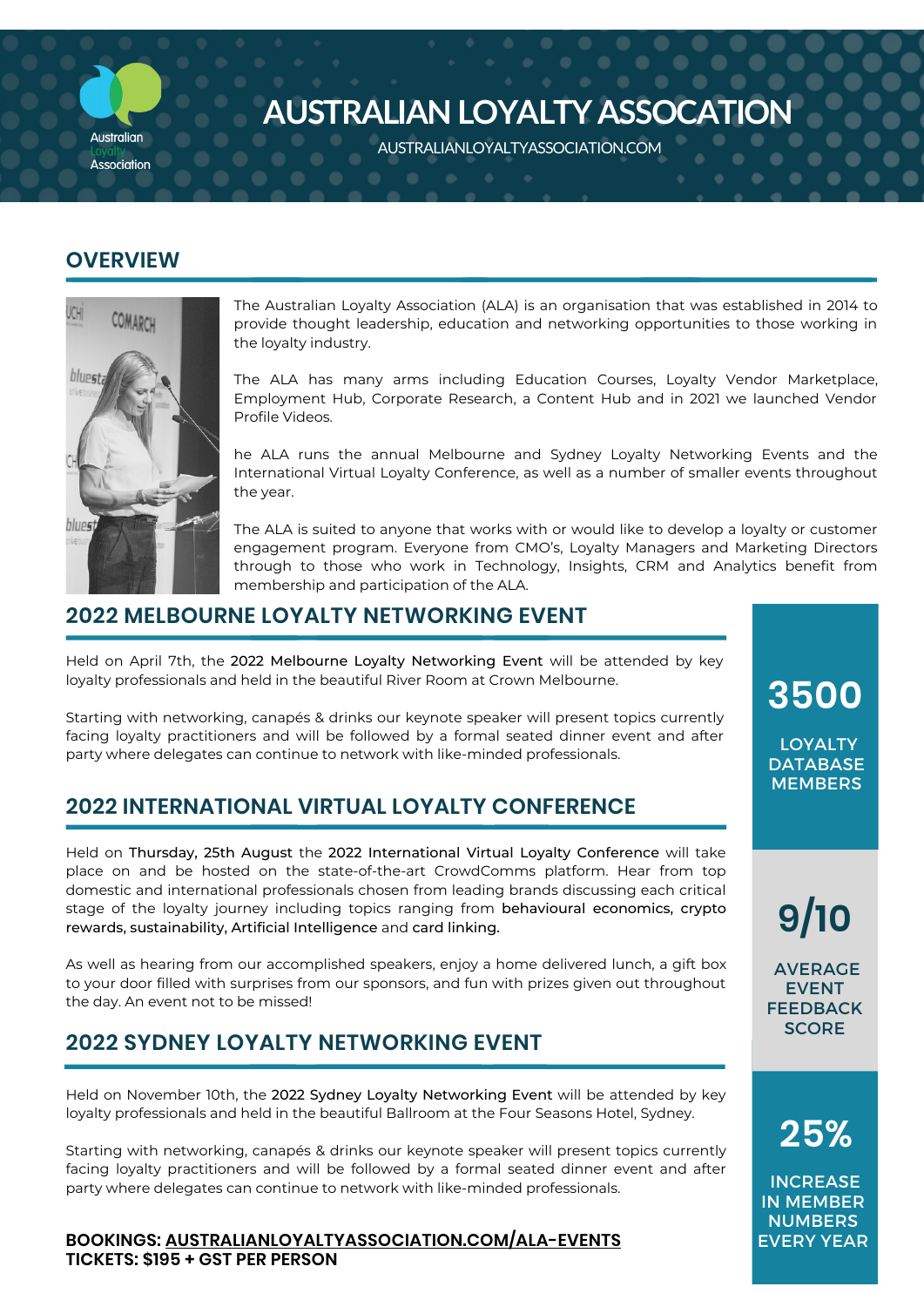# AUSTRALIAN LOYALTY ASSOCATION

AUSTRALIANLOYALTYASSOCIATION.COM

## OVERVIEW

The Australian Loyalty Association (ALA) is an organisation that was established in 2014 to provide thought leadership, education and networking opportunities to those working in the loyalty industry.

The ALA has many arms including Education Courses, Loyalty Vendor Marketplace, Employment Hub, Corporate Research, a Content Hub and in 2021 we launched Vendor Profile Videos.

he ALA runs the annual Melbourne and Sydney Loyalty Networking Events and the International Virtual Loyalty Conference, as well as a number of smaller events throughout the year.

The ALA is suited to anyone that works with or would like to develop a loyalty or customer engagement program. Everyone from CMO's, Loyalty Managers and Marketing Directors through to those who work in Technology, Insights, CRM and Analytics benefit from membership and participation of the ALA.

## 2022 MELBOURNE LOYALTY NETWORKING EVENT

Held on April 7th, the 2022 Melbourne Loyalty Networking Event will be attended by key loyalty professionals and held in the beautiful River Room at Crown Melbourne.

Starting with networking, canapés & drinks our keynote speaker will present topics currently facing loyalty practitioners and will be followed by a formal seated dinner event and after party where delegates can continue to network with like-minded professionals.

## 2022 INTERNATIONAL VIRTUAL LOYALTY CONFERENCE

Held on Thursday, 25th August the 2022 International Virtual Loyalty Conference will take place on and be hosted on the state-of-the-art CrowdComms platform. Hear from top domestic and international professionals chosen from leading brands discussing each critical stage of the loyalty journey including topics ranging from behavioural economics, crypto rewards, sustainability, Artificial Intelligence and card linking.

As well as hearing from our accomplished speakers, enjoy a home delivered lunch, a gift box to your door filled with surprises from our sponsors, and fun with prizes given out throughout the day. An event not to be missed!

## 2022 SYDNEY LOYALTY NETWORKING EVENT

Held on November 10th, the 2022 Sydney Loyalty Networking Event will be attended by key loyalty professionals and held in the beautiful Ballroom at the Four Seasons Hotel, Sydney.

Starting with networking, canapés & drinks our keynote speaker will present topics currently facing loyalty practitioners and will be followed by a formal seated dinner event and after party where delegates can continue to network with like-minded professionals.

**BOOKINGS: AUSTRALIANLOYALTYASSOCIATION.COM/ALA-EVENTS**
**TICKETS: $195 + GST PER PERSON**

**3500**
LOYALTY DATABASE MEMBERS

**9/10**
AVERAGE EVENT FEEDBACK SCORE

**25%**
INCREASE IN MEMBER NUMBERS EVERY YEAR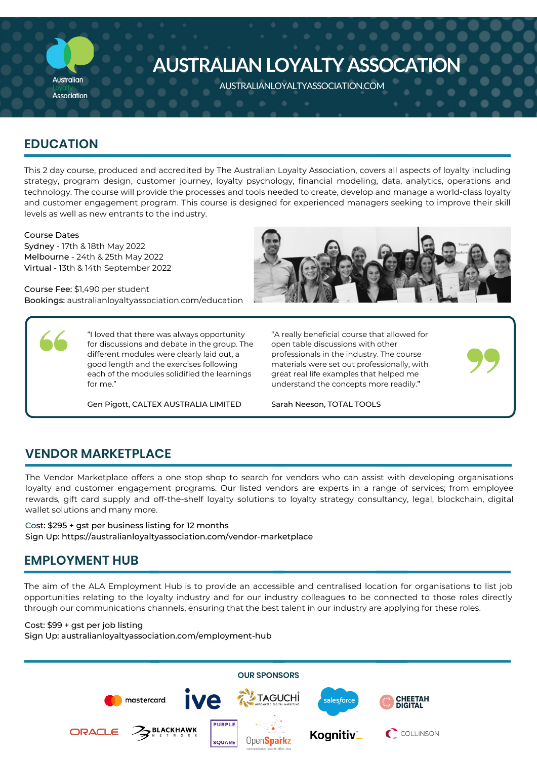# AUSTRALIAN LOYALTY ASSOCATION

AUSTRALIANLOYALTYASSOCIATION.COM

## EDUCATION

This 2 day course, produced and accredited by The Australian Loyalty Association, covers all aspects of loyalty including strategy, program design, customer journey, loyalty psychology, financial modeling, data, analytics, operations and technology. The course will provide the processes and tools needed to create, develop and manage a world-class loyalty and customer engagement program. This course is designed for experienced managers seeking to improve their skill levels as well as new entrants to the industry.

Course Dates
Sydney - 17th & 18th May 2022
Melbourne - 24th & 25th May 2022
Virtual - 13th & 14th September 2022

**Course Fee:** $1,490 per student
**Bookings:** australianloyaltyassociation.com/education

"I loved that there was always opportunity for discussions and debate in the group. The different modules were clearly laid out, a good length and the exercises following each of the modules solidified the learnings for me."

Gen Pigott, CALTEX AUSTRALIA LIMITED

"A really beneficial course that allowed for open table discussions with other professionals in the industry. The course materials were set out professionally, with great real life examples that helped me understand the concepts more readily."

Sarah Neeson, TOTAL TOOLS

## VENDOR MARKETPLACE

The Vendor Marketplace offers a one stop shop to search for vendors who can assist with developing organisations loyalty and customer engagement programs. Our listed vendors are experts in a range of services; from employee rewards, gift card supply and off-the-shelf loyalty solutions to loyalty strategy consultancy, legal, blockchain, digital wallet solutions and many more.

Cost: $295 + gst per business listing for 12 months
Sign Up: https://australianloyaltyassociation.com/vendor-marketplace

## EMPLOYMENT HUB

The aim of the ALA Employment Hub is to provide an accessible and centralised location for organisations to list job opportunities relating to the loyalty industry and for our industry colleagues to be connected to those roles directly through our communications channels, ensuring that the best talent in our industry are applying for these roles.

Cost: $99 + gst per job listing
Sign Up: australianloyaltyassociation.com/employment-hub

**OUR SPONSORS**

mastercard, ive, TAGUCHI, salesforce, CHEETAH DIGITAL, ORACLE, BLACKHAWK NETWORK, PURPLE SQUARE, OpenSparkz, Kognitiv, COLLINSON